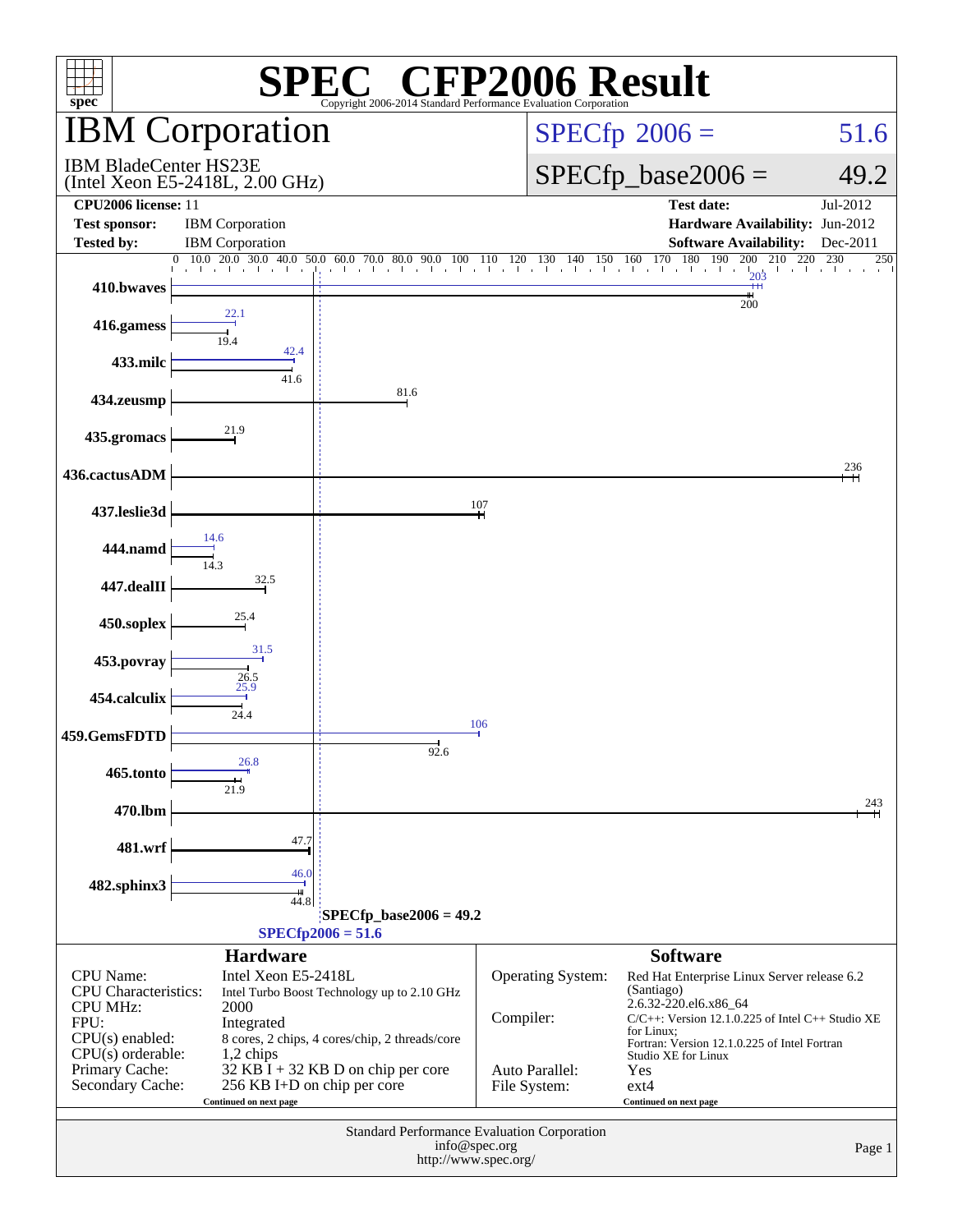# SPEC CFP2006 Result

Copyright 2006-2014 Standard Performance Evaluation Corporation

## IBM Corporation

IBM BladeCenter HS23E
(Intel Xeon E5-2418L, 2.00 GHz)

SPECfp 2006 = 51.6

SPECfp_base2006 = 49.2

**CPU2006 license:** 11
**Test sponsor:** IBM Corporation
**Tested by:** IBM Corporation

**Test date:** Jul-2012
**Hardware Availability:** Jun-2012
**Software Availability:** Dec-2011

| Benchmark | Peak | Base |
|---|---|---|
| 410.bwaves | 203 | 200 |
| 416.gamess | 22.1 | 19.4 |
| 433.milc | 42.4 | 41.6 |
| 434.zeusmp | | 81.6 |
| 435.gromacs | | 21.9 |
| 436.cactusADM | | 236 |
| 437.leslie3d | | 107 |
| 444.namd | 14.6 | 14.3 |
| 447.dealII | | 32.5 |
| 450.soplex | | 25.4 |
| 453.povray | 31.5 | 26.5 |
| 454.calculix | 25.9 | 24.4 |
| 459.GemsFDTD | 106 | 92.6 |
| 465.tonto | 26.8 | 21.9 |
| 470.lbm | | 243 |
| 481.wrf | | 47.7 |
| 482.sphinx3 | 46.0 | 44.8 |

SPECfp_base2006 = 49.2
SPECfp2006 = 51.6

### Hardware

| | |
|---|---|
| CPU Name: | Intel Xeon E5-2418L |
| CPU Characteristics: | Intel Turbo Boost Technology up to 2.10 GHz |
| CPU MHz: | 2000 |
| FPU: | Integrated |
| CPU(s) enabled: | 8 cores, 2 chips, 4 cores/chip, 2 threads/core |
| CPU(s) orderable: | 1,2 chips |
| Primary Cache: | 32 KB I + 32 KB D on chip per core |
| Secondary Cache: | 256 KB I+D on chip per core |

Continued on next page

### Software

| | |
|---|---|
| Operating System: | Red Hat Enterprise Linux Server release 6.2 (Santiago) 2.6.32-220.el6.x86_64 |
| Compiler: | C/C++: Version 12.1.0.225 of Intel C++ Studio XE for Linux; Fortran: Version 12.1.0.225 of Intel Fortran Studio XE for Linux |
| Auto Parallel: | Yes |
| File System: | ext4 |

Continued on next page

Standard Performance Evaluation Corporation
info@spec.org
http://www.spec.org/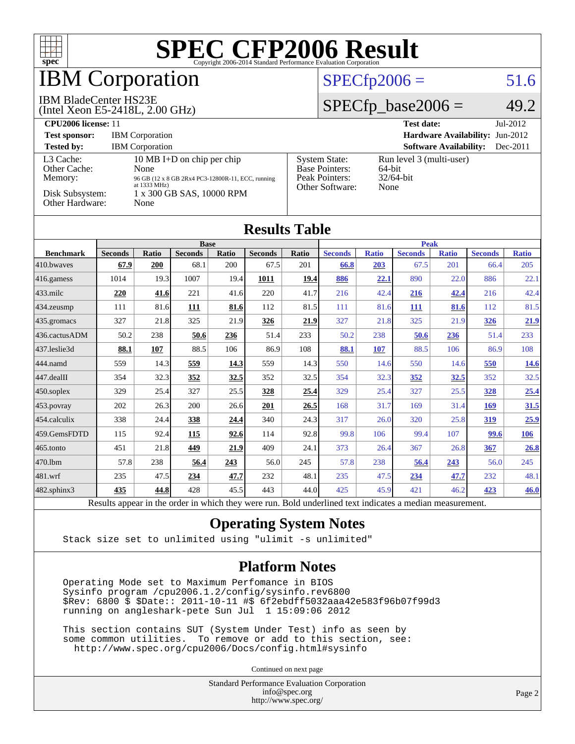# SPEC CFP2006 Result

Copyright 2006-2014 Standard Performance Evaluation Corporation

## IBM Corporation

IBM BladeCenter HS23E
(Intel Xeon E5-2418L, 2.00 GHz)

SPECfp2006 = 51.6

SPECfp_base2006 = 49.2

**CPU2006 license:** 11
**Test sponsor:** IBM Corporation
**Tested by:** IBM Corporation

**Test date:** Jul-2012
**Hardware Availability:** Jun-2012
**Software Availability:** Dec-2011

| | |
|---|---|
| L3 Cache: | 10 MB I+D on chip per chip |
| Other Cache: | None |
| Memory: | 96 GB (12 x 8 GB 2Rx4 PC3-12800R-11, ECC, running at 1333 MHz) |
| Disk Subsystem: | 1 x 300 GB SAS, 10000 RPM |
| Other Hardware: | None |

| | |
|---|---|
| System State: | Run level 3 (multi-user) |
| Base Pointers: | 64-bit |
| Peak Pointers: | 32/64-bit |
| Other Software: | None |

## Results Table

| Benchmark | Base | | | | | | Peak | | | | | |
|---|---|---|---|---|---|---|---|---|---|---|---|---|
| | Seconds | Ratio | Seconds | Ratio | Seconds | Ratio | Seconds | Ratio | Seconds | Ratio | Seconds | Ratio |
| 410.bwaves | **67.9** | **200** | 68.1 | 200 | 67.5 | 201 | **66.8** | **203** | 67.5 | 201 | 66.4 | 205 |
| 416.gamess | 1014 | 19.3 | 1007 | 19.4 | **1011** | **19.4** | **886** | **22.1** | 890 | 22.0 | 886 | 22.1 |
| 433.milc | **220** | **41.6** | 221 | 41.6 | 220 | 41.7 | 216 | 42.4 | **216** | **42.4** | 216 | 42.4 |
| 434.zeusmp | 111 | 81.6 | **111** | **81.6** | 112 | 81.5 | 111 | 81.6 | **111** | **81.6** | 112 | 81.5 |
| 435.gromacs | 327 | 21.8 | 325 | 21.9 | **326** | **21.9** | 327 | 21.8 | 325 | 21.9 | **326** | **21.9** |
| 436.cactusADM | 50.2 | 238 | **50.6** | **236** | 51.4 | 233 | 50.2 | 238 | **50.6** | **236** | 51.4 | 233 |
| 437.leslie3d | **88.1** | **107** | 88.5 | 106 | 86.9 | 108 | **88.1** | **107** | 88.5 | 106 | 86.9 | 108 |
| 444.namd | 559 | 14.3 | **559** | **14.3** | 559 | 14.3 | 550 | 14.6 | 550 | 14.6 | **550** | **14.6** |
| 447.dealII | 354 | 32.3 | **352** | **32.5** | 352 | 32.5 | 354 | 32.3 | **352** | **32.5** | 352 | 32.5 |
| 450.soplex | 329 | 25.4 | 327 | 25.5 | **328** | **25.4** | 329 | 25.4 | 327 | 25.5 | **328** | **25.4** |
| 453.povray | 202 | 26.3 | 200 | 26.6 | **201** | **26.5** | 168 | 31.7 | 169 | 31.4 | **169** | **31.5** |
| 454.calculix | 338 | 24.4 | **338** | **24.4** | 340 | 24.3 | 317 | 26.0 | 320 | 25.8 | **319** | **25.9** |
| 459.GemsFDTD | 115 | 92.4 | **115** | **92.6** | 114 | 92.8 | 99.8 | 106 | 99.4 | 107 | **99.6** | **106** |
| 465.tonto | 451 | 21.8 | **449** | **21.9** | 409 | 24.1 | 373 | 26.4 | 367 | 26.8 | **367** | **26.8** |
| 470.lbm | 57.8 | 238 | **56.4** | **243** | 56.0 | 245 | 57.8 | 238 | **56.4** | **243** | 56.0 | 245 |
| 481.wrf | 235 | 47.5 | **234** | **47.7** | 232 | 48.1 | 235 | 47.5 | **234** | **47.7** | 232 | 48.1 |
| 482.sphinx3 | **435** | **44.8** | 428 | 45.5 | 443 | 44.0 | 425 | 45.9 | 421 | 46.2 | **423** | **46.0** |

Results appear in the order in which they were run. Bold underlined text indicates a median measurement.

## Operating System Notes

```
Stack size set to unlimited using "ulimit -s unlimited"
```

## Platform Notes

```
Operating Mode set to Maximum Perfomance in BIOS
Sysinfo program /cpu2006.1.2/config/sysinfo.rev6800
$Rev: 6800 $ $Date:: 2011-10-11 #$ 6f2ebdff5032aaa42e583f96b07f99d3
running on angleshark-pete Sun Jul  1 15:09:06 2012

This section contains SUT (System Under Test) info as seen by
some common utilities.  To remove or add to this section, see:
  http://www.spec.org/cpu2006/Docs/config.html#sysinfo
```

Continued on next page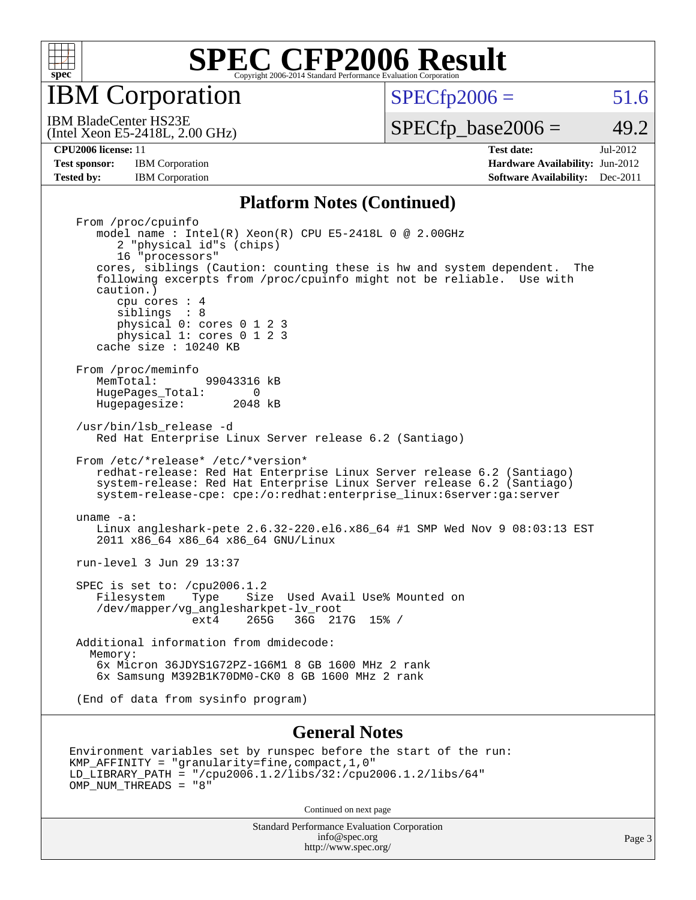# IBM Corporation

IBM BladeCenter HS23E
(Intel Xeon E5-2418L, 2.00 GHz)

SPECfp2006 = 51.6

SPECfp_base2006 = 49.2

**CPU2006 license:** 11
**Test sponsor:** IBM Corporation
**Tested by:** IBM Corporation

**Test date:** Jul-2012
**Hardware Availability:** Jun-2012
**Software Availability:** Dec-2011

## Platform Notes (Continued)

```
From /proc/cpuinfo
   model name : Intel(R) Xeon(R) CPU E5-2418L 0 @ 2.00GHz
      2 "physical id"s (chips)
      16 "processors"
   cores, siblings (Caution: counting these is hw and system dependent.  The
   following excerpts from /proc/cpuinfo might not be reliable.  Use with
   caution.)
      cpu cores : 4
      siblings  : 8
      physical 0: cores 0 1 2 3
      physical 1: cores 0 1 2 3
   cache size : 10240 KB

From /proc/meminfo
   MemTotal:       99043316 kB
   HugePages_Total:       0
   Hugepagesize:       2048 kB

/usr/bin/lsb_release -d
   Red Hat Enterprise Linux Server release 6.2 (Santiago)

From /etc/*release* /etc/*version*
   redhat-release: Red Hat Enterprise Linux Server release 6.2 (Santiago)
   system-release: Red Hat Enterprise Linux Server release 6.2 (Santiago)
   system-release-cpe: cpe:/o:redhat:enterprise_linux:6server:ga:server

uname -a:
   Linux angleshark-pete 2.6.32-220.el6.x86_64 #1 SMP Wed Nov 9 08:03:13 EST
   2011 x86_64 x86_64 x86_64 GNU/Linux

run-level 3 Jun 29 13:37

SPEC is set to: /cpu2006.1.2
   Filesystem    Type    Size  Used Avail Use% Mounted on
   /dev/mapper/vg_anglesharkpet-lv_root
                 ext4    265G   36G  217G  15% /

Additional information from dmidecode:
  Memory:
   6x Micron 36JDYS1G72PZ-1G6M1 8 GB 1600 MHz 2 rank
   6x Samsung M392B1K70DM0-CK0 8 GB 1600 MHz 2 rank

(End of data from sysinfo program)
```

## General Notes

```
Environment variables set by runspec before the start of the run:
KMP_AFFINITY = "granularity=fine,compact,1,0"
LD_LIBRARY_PATH = "/cpu2006.1.2/libs/32:/cpu2006.1.2/libs/64"
OMP_NUM_THREADS = "8"
```

Continued on next page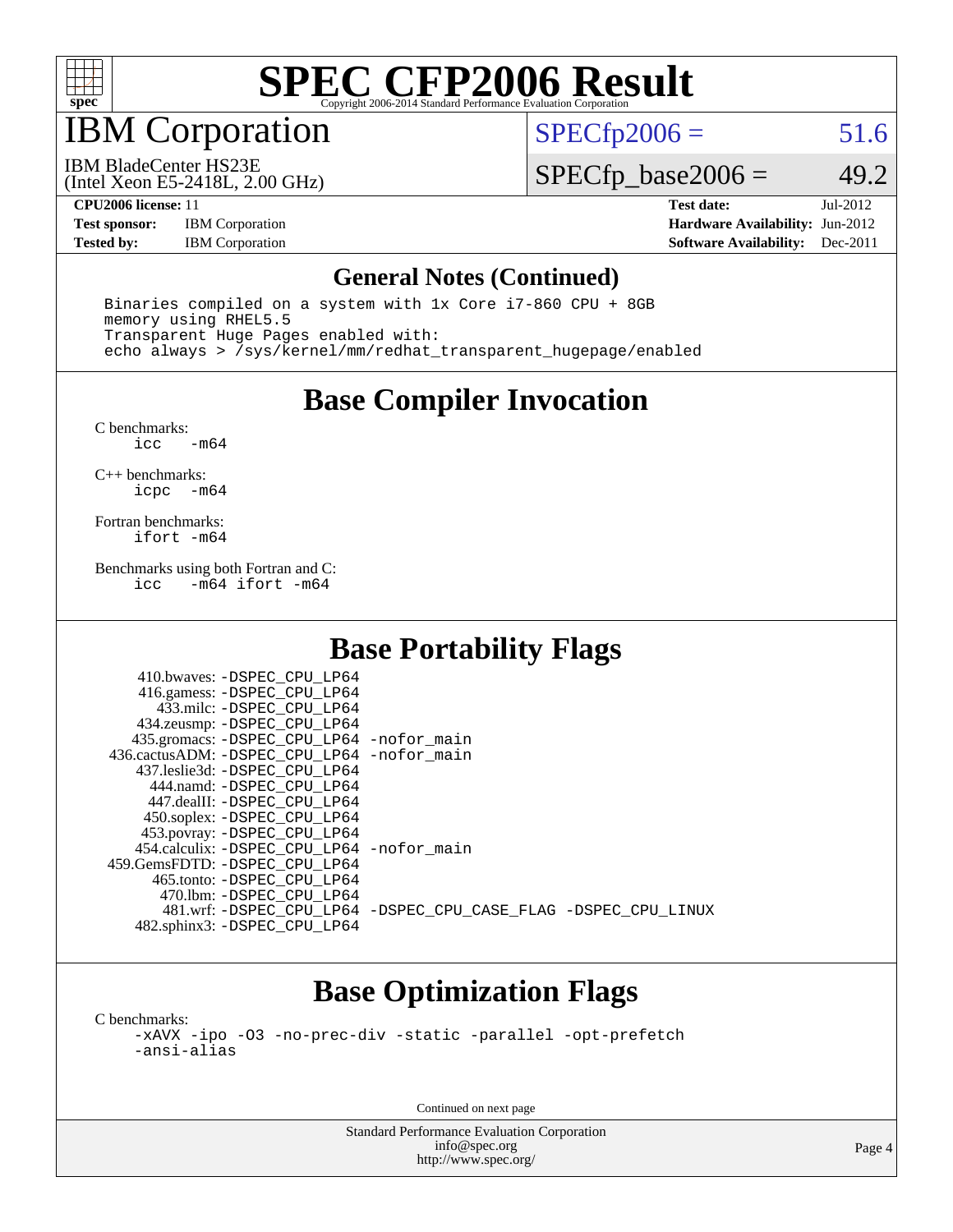# SPEC CFP2006 Result

Copyright 2006-2014 Standard Performance Evaluation Corporation

## IBM Corporation

IBM BladeCenter HS23E
(Intel Xeon E5-2418L, 2.00 GHz)

SPECfp2006 = 51.6

SPECfp_base2006 = 49.2

**CPU2006 license:** 11
**Test sponsor:** IBM Corporation
**Tested by:** IBM Corporation

**Test date:** Jul-2012
**Hardware Availability:** Jun-2012
**Software Availability:** Dec-2011

## General Notes (Continued)

```
Binaries compiled on a system with 1x Core i7-860 CPU + 8GB
memory using RHEL5.5
Transparent Huge Pages enabled with:
echo always > /sys/kernel/mm/redhat_transparent_hugepage/enabled
```

## Base Compiler Invocation

C benchmarks:
```
icc   -m64
```

C++ benchmarks:
```
icpc  -m64
```

Fortran benchmarks:
```
ifort -m64
```

Benchmarks using both Fortran and C:
```
icc   -m64 ifort -m64
```

## Base Portability Flags

| Benchmark | Flags |
|---|---|
| 410.bwaves: | -DSPEC_CPU_LP64 |
| 416.gamess: | -DSPEC_CPU_LP64 |
| 433.milc: | -DSPEC_CPU_LP64 |
| 434.zeusmp: | -DSPEC_CPU_LP64 |
| 435.gromacs: | -DSPEC_CPU_LP64 -nofor_main |
| 436.cactusADM: | -DSPEC_CPU_LP64 -nofor_main |
| 437.leslie3d: | -DSPEC_CPU_LP64 |
| 444.namd: | -DSPEC_CPU_LP64 |
| 447.dealII: | -DSPEC_CPU_LP64 |
| 450.soplex: | -DSPEC_CPU_LP64 |
| 453.povray: | -DSPEC_CPU_LP64 |
| 454.calculix: | -DSPEC_CPU_LP64 -nofor_main |
| 459.GemsFDTD: | -DSPEC_CPU_LP64 |
| 465.tonto: | -DSPEC_CPU_LP64 |
| 470.lbm: | -DSPEC_CPU_LP64 |
| 481.wrf: | -DSPEC_CPU_LP64 -DSPEC_CPU_CASE_FLAG -DSPEC_CPU_LINUX |
| 482.sphinx3: | -DSPEC_CPU_LP64 |

## Base Optimization Flags

C benchmarks:
```
-xAVX -ipo -O3 -no-prec-div -static -parallel -opt-prefetch
-ansi-alias
```

Continued on next page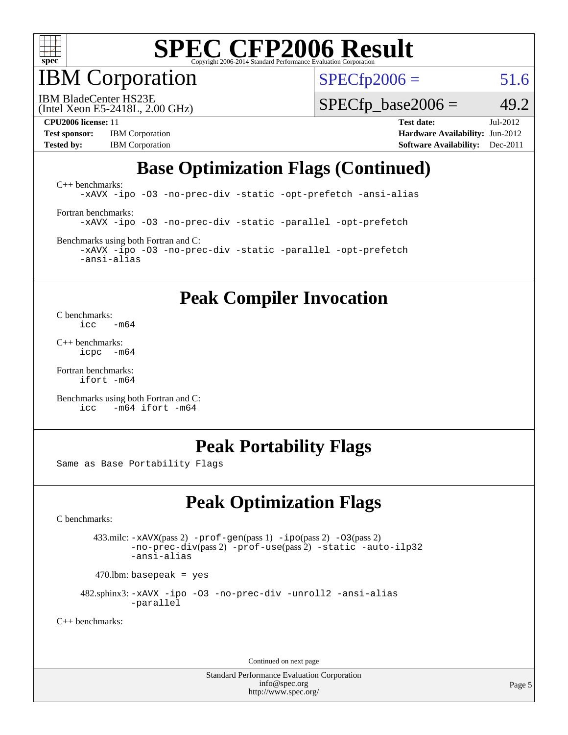## Base Optimization Flags (Continued)

C++ benchmarks:
```
-xAVX -ipo -O3 -no-prec-div -static -opt-prefetch -ansi-alias
```

Fortran benchmarks:
```
-xAVX -ipo -O3 -no-prec-div -static -parallel -opt-prefetch
```

Benchmarks using both Fortran and C:
```
-xAVX -ipo -O3 -no-prec-div -static -parallel -opt-prefetch
-ansi-alias
```

## Peak Compiler Invocation

C benchmarks:
```
icc   -m64
```

C++ benchmarks:
```
icpc  -m64
```

Fortran benchmarks:
```
ifort -m64
```

Benchmarks using both Fortran and C:
```
icc   -m64 ifort -m64
```

## Peak Portability Flags

Same as Base Portability Flags

## Peak Optimization Flags

C benchmarks:

433.milc: `-xAVX`(pass 2) `-prof-gen`(pass 1) `-ipo`(pass 2) `-O3`(pass 2) `-no-prec-div`(pass 2) `-prof-use`(pass 2) `-static -auto-ilp32 -ansi-alias`

470.lbm: `basepeak = yes`

482.sphinx3: `-xAVX -ipo -O3 -no-prec-div -unroll2 -ansi-alias -parallel`

C++ benchmarks:

Continued on next page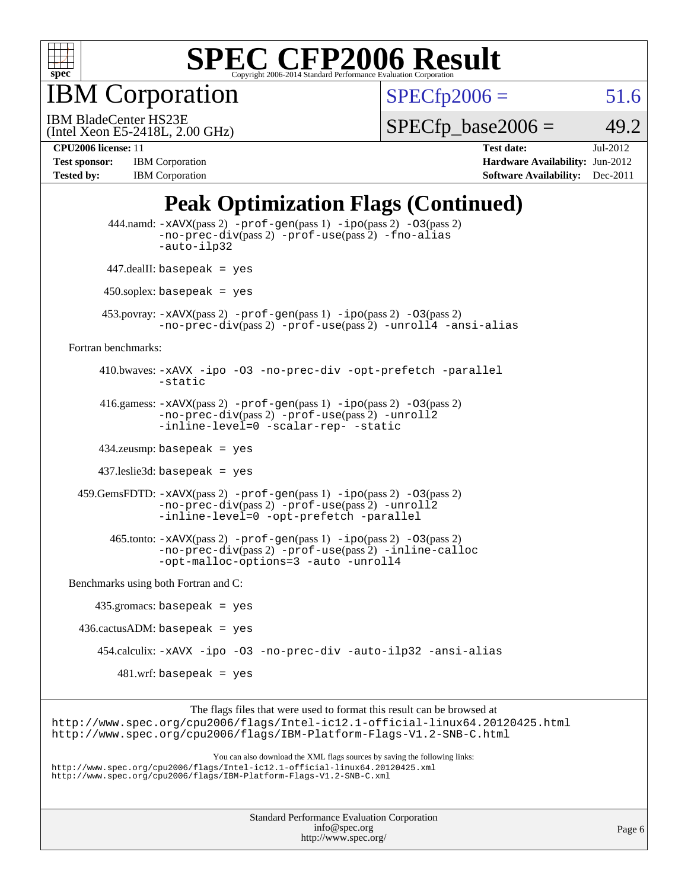# SPEC CFP2006 Result

Copyright 2006-2014 Standard Performance Evaluation Corporation

## IBM Corporation

IBM BladeCenter HS23E
(Intel Xeon E5-2418L, 2.00 GHz)

SPECfp2006 = 51.6

SPECfp_base2006 = 49.2

**CPU2006 license:** 11
**Test sponsor:** IBM Corporation
**Tested by:** IBM Corporation

**Test date:** Jul-2012
**Hardware Availability:** Jun-2012
**Software Availability:** Dec-2011

## Peak Optimization Flags (Continued)

444.namd: -xAVX(pass 2) -prof-gen(pass 1) -ipo(pass 2) -O3(pass 2) -no-prec-div(pass 2) -prof-use(pass 2) -fno-alias -auto-ilp32

447.dealII: basepeak = yes

450.soplex: basepeak = yes

453.povray: -xAVX(pass 2) -prof-gen(pass 1) -ipo(pass 2) -O3(pass 2) -no-prec-div(pass 2) -prof-use(pass 2) -unroll4 -ansi-alias

Fortran benchmarks:

410.bwaves: -xAVX -ipo -O3 -no-prec-div -opt-prefetch -parallel -static

416.gamess: -xAVX(pass 2) -prof-gen(pass 1) -ipo(pass 2) -O3(pass 2) -no-prec-div(pass 2) -prof-use(pass 2) -unroll2 -inline-level=0 -scalar-rep- -static

434.zeusmp: basepeak = yes

437.leslie3d: basepeak = yes

459.GemsFDTD: -xAVX(pass 2) -prof-gen(pass 1) -ipo(pass 2) -O3(pass 2) -no-prec-div(pass 2) -prof-use(pass 2) -unroll2 -inline-level=0 -opt-prefetch -parallel

465.tonto: -xAVX(pass 2) -prof-gen(pass 1) -ipo(pass 2) -O3(pass 2) -no-prec-div(pass 2) -prof-use(pass 2) -inline-calloc -opt-malloc-options=3 -auto -unroll4

Benchmarks using both Fortran and C:

435.gromacs: basepeak = yes

436.cactusADM: basepeak = yes

454.calculix: -xAVX -ipo -O3 -no-prec-div -auto-ilp32 -ansi-alias

481.wrf: basepeak = yes

The flags files that were used to format this result can be browsed at
http://www.spec.org/cpu2006/flags/Intel-ic12.1-official-linux64.20120425.html
http://www.spec.org/cpu2006/flags/IBM-Platform-Flags-V1.2-SNB-C.html

You can also download the XML flags sources by saving the following links:
http://www.spec.org/cpu2006/flags/Intel-ic12.1-official-linux64.20120425.xml
http://www.spec.org/cpu2006/flags/IBM-Platform-Flags-V1.2-SNB-C.xml

Standard Performance Evaluation Corporation
info@spec.org
http://www.spec.org/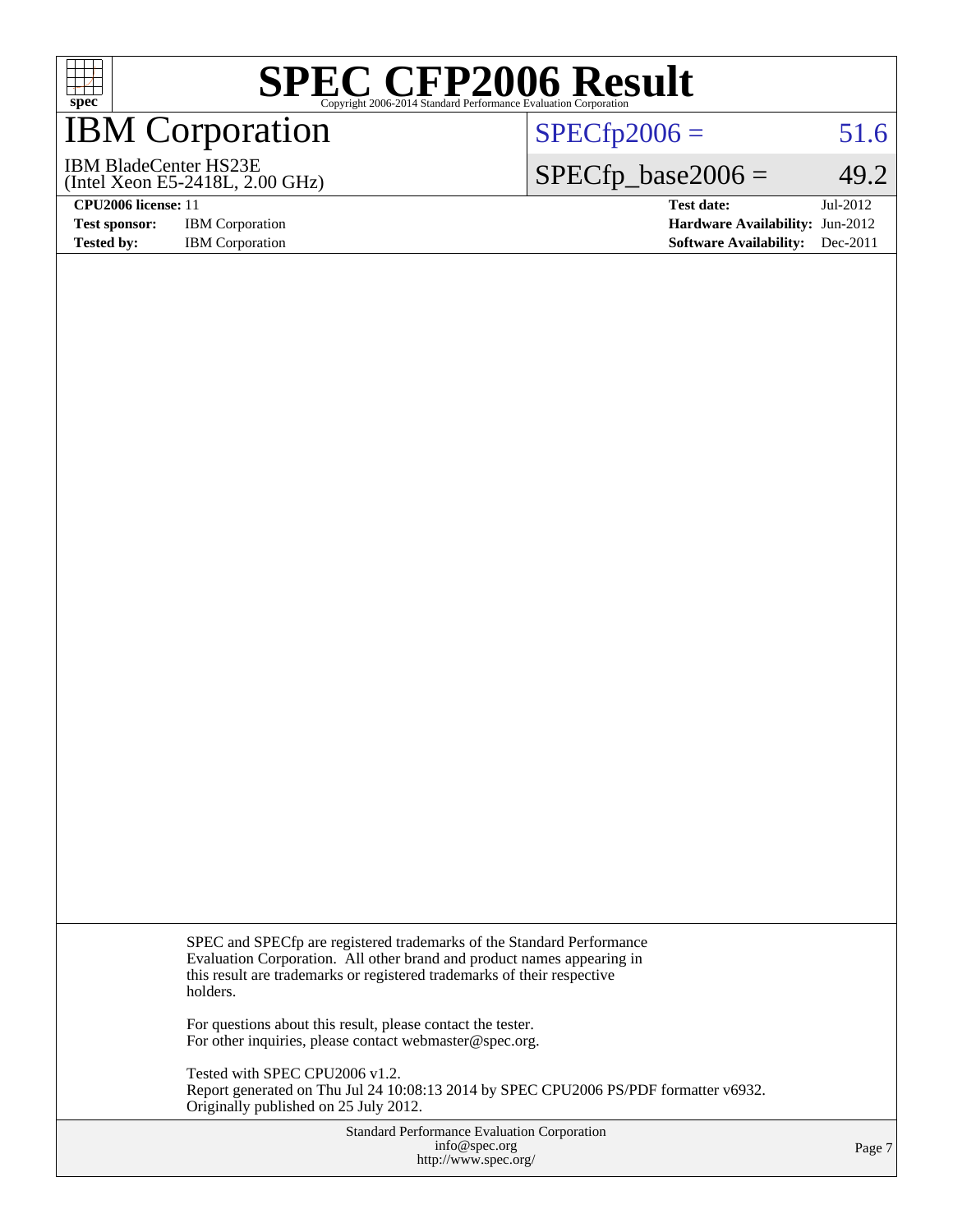# SPEC CFP2006 Result

Copyright 2006-2014 Standard Performance Evaluation Corporation

## IBM Corporation

IBM BladeCenter HS23E
(Intel Xeon E5-2418L, 2.00 GHz)

SPECfp2006 = 51.6

SPECfp_base2006 = 49.2

**CPU2006 license:** 11
**Test sponsor:** IBM Corporation
**Tested by:** IBM Corporation

**Test date:** Jul-2012
**Hardware Availability:** Jun-2012
**Software Availability:** Dec-2011

SPEC and SPECfp are registered trademarks of the Standard Performance Evaluation Corporation. All other brand and product names appearing in this result are trademarks or registered trademarks of their respective holders.

For questions about this result, please contact the tester.
For other inquiries, please contact webmaster@spec.org.

Tested with SPEC CPU2006 v1.2.
Report generated on Thu Jul 24 10:08:13 2014 by SPEC CPU2006 PS/PDF formatter v6932.
Originally published on 25 July 2012.

Standard Performance Evaluation Corporation
info@spec.org
http://www.spec.org/